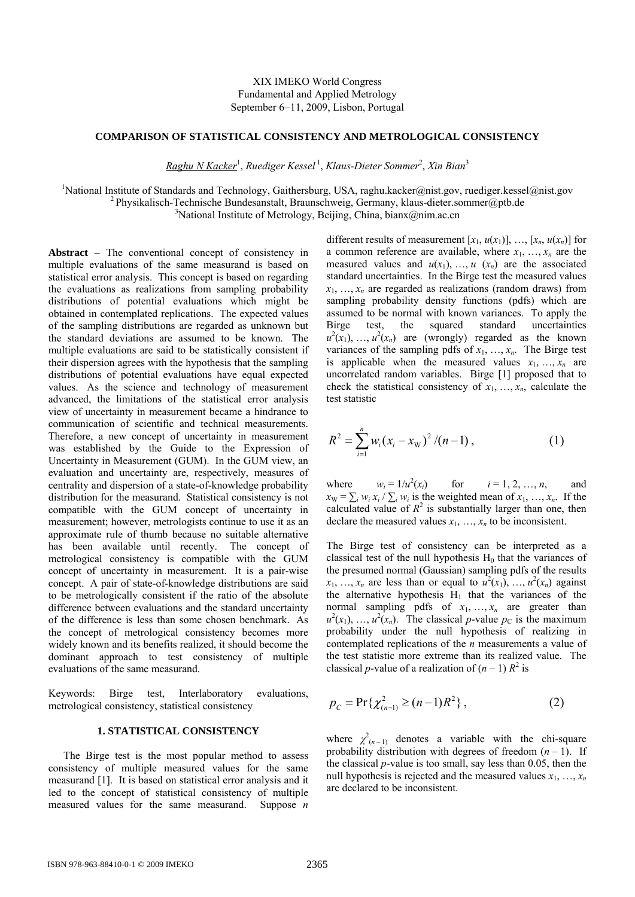XIX IMEKO World Congress
Fundamental and Applied Metrology
September 6–11, 2009, Lisbon, Portugal

# COMPARISON OF STATISTICAL CONSISTENCY AND METROLOGICAL CONSISTENCY

Raghu N Kacker[1], Ruediger Kessel[1], Klaus-Dieter Sommer[2], Xin Bian[3]

[1]National Institute of Standards and Technology, Gaithersburg, USA, raghu.kacker@nist.gov, ruediger.kessel@nist.gov
[2] Physikalisch-Technische Bundesanstalt, Braunschweig, Germany, klaus-dieter.sommer@ptb.de
[3]National Institute of Metrology, Beijing, China, bianx@nim.ac.cn

**Abstract** − The conventional concept of consistency in multiple evaluations of the same measurand is based on statistical error analysis. This concept is based on regarding the evaluations as realizations from sampling probability distributions of potential evaluations which might be obtained in contemplated replications. The expected values of the sampling distributions are regarded as unknown but the standard deviations are assumed to be known. The multiple evaluations are said to be statistically consistent if their dispersion agrees with the hypothesis that the sampling distributions of potential evaluations have equal expected values. As the science and technology of measurement advanced, the limitations of the statistical error analysis view of uncertainty in measurement became a hindrance to communication of scientific and technical measurements. Therefore, a new concept of uncertainty in measurement was established by the Guide to the Expression of Uncertainty in Measurement (GUM). In the GUM view, an evaluation and uncertainty are, respectively, measures of centrality and dispersion of a state-of-knowledge probability distribution for the measurand. Statistical consistency is not compatible with the GUM concept of uncertainty in measurement; however, metrologists continue to use it as an approximate rule of thumb because no suitable alternative has been available until recently. The concept of metrological consistency is compatible with the GUM concept of uncertainty in measurement. It is a pair-wise concept. A pair of state-of-knowledge distributions are said to be metrologically consistent if the ratio of the absolute difference between evaluations and the standard uncertainty of the difference is less than some chosen benchmark. As the concept of metrological consistency becomes more widely known and its benefits realized, it should become the dominant approach to test consistency of multiple evaluations of the same measurand.

Keywords: Birge test, Interlaboratory evaluations, metrological consistency, statistical consistency

## 1. STATISTICAL CONSISTENCY

The Birge test is the most popular method to assess consistency of multiple measured values for the same measurand [1]. It is based on statistical error analysis and it led to the concept of statistical consistency of multiple measured values for the same measurand. Suppose $n$ different results of measurement $[x_1, u(x_1)], \ldots, [x_n, u(x_n)]$ for a common reference are available, where $x_1, \ldots, x_n$ are the measured values and $u(x_1), \ldots, u(x_n)$ are the associated standard uncertainties. In the Birge test the measured values $x_1, \ldots, x_n$ are regarded as realizations (random draws) from sampling probability density functions (pdfs) which are assumed to be normal with known variances. To apply the Birge test, the squared standard uncertainties $u^2(x_1), \ldots, u^2(x_n)$ are (wrongly) regarded as the known variances of the sampling pdfs of $x_1, \ldots, x_n$. The Birge test is applicable when the measured values $x_1, \ldots, x_n$ are uncorrelated random variables. Birge [1] proposed that to check the statistical consistency of $x_1, \ldots, x_n$, calculate the test statistic

$$R^2 = \sum_{i=1}^{n} w_i (x_i - x_W)^2 / (n-1), \qquad (1)$$

where $w_i = 1/u^2(x_i)$ for $i = 1, 2, \ldots, n$, and $x_W = \sum_i w_i x_i / \sum_i w_i$ is the weighted mean of $x_1, \ldots, x_n$. If the calculated value of $R^2$ is substantially larger than one, then declare the measured values $x_1, \ldots, x_n$ to be inconsistent.

The Birge test of consistency can be interpreted as a classical test of the null hypothesis $H_0$ that the variances of the presumed normal (Gaussian) sampling pdfs of the results $x_1, \ldots, x_n$ are less than or equal to $u^2(x_1), \ldots, u^2(x_n)$ against the alternative hypothesis $H_1$ that the variances of the normal sampling pdfs of $x_1, \ldots, x_n$ are greater than $u^2(x_1), \ldots, u^2(x_n)$. The classical $p$-value $p_C$ is the maximum probability under the null hypothesis of realizing in contemplated replications of the $n$ measurements a value of the test statistic more extreme than its realized value. The classical $p$-value of a realization of $(n-1)R^2$ is

$$p_C = \Pr\{\chi^2_{(n-1)} \geq (n-1)R^2\}, \qquad (2)$$

where $\chi^2_{(n-1)}$ denotes a variable with the chi-square probability distribution with degrees of freedom $(n-1)$. If the classical $p$-value is too small, say less than 0.05, then the null hypothesis is rejected and the measured values $x_1, \ldots, x_n$ are declared to be inconsistent.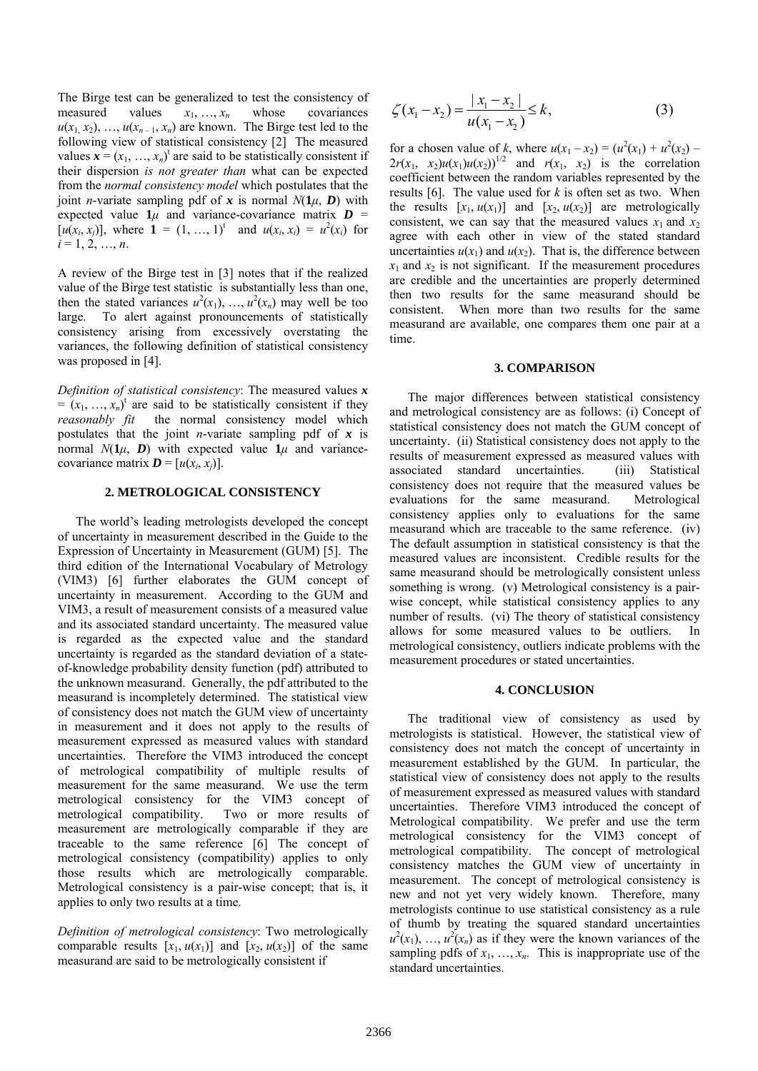The Birge test can be generalized to test the consistency of measured values $x_1, \ldots, x_n$ whose covariances $u(x_1, x_2), \ldots, u(x_{n-1}, x_n)$ are known. The Birge test led to the following view of statistical consistency [2] The measured values $\boldsymbol{x} = (x_1, \ldots, x_n)^t$ are said to be statistically consistent if their dispersion *is not greater than* what can be expected from the *normal consistency model* which postulates that the joint $n$-variate sampling pdf of $\boldsymbol{x}$ is normal $N(\mathbf{1}\mu, \boldsymbol{D})$ with expected value $\mathbf{1}\mu$ and variance-covariance matrix $\boldsymbol{D} = [u(x_i, x_j)]$, where $\mathbf{1} = (1, \ldots, 1)^t$ and $u(x_i, x_i) = u^2(x_i)$ for $i = 1, 2, \ldots, n$.

A review of the Birge test in [3] notes that if the realized value of the Birge test statistic is substantially less than one, then the stated variances $u^2(x_1), \ldots, u^2(x_n)$ may well be too large. To alert against pronouncements of statistically consistency arising from excessively overstating the variances, the following definition of statistical consistency was proposed in [4].

*Definition of statistical consistency*: The measured values $\boldsymbol{x} = (x_1, \ldots, x_n)^t$ are said to be statistically consistent if they *reasonably fit* the normal consistency model which postulates that the joint $n$-variate sampling pdf of $\boldsymbol{x}$ is normal $N(\mathbf{1}\mu, \boldsymbol{D})$ with expected value $\mathbf{1}\mu$ and variance-covariance matrix $\boldsymbol{D} = [u(x_i, x_j)]$.

## 2. METROLOGICAL CONSISTENCY

The world's leading metrologists developed the concept of uncertainty in measurement described in the Guide to the Expression of Uncertainty in Measurement (GUM) [5]. The third edition of the International Vocabulary of Metrology (VIM3) [6] further elaborates the GUM concept of uncertainty in measurement. According to the GUM and VIM3, a result of measurement consists of a measured value and its associated standard uncertainty. The measured value is regarded as the expected value and the standard uncertainty is regarded as the standard deviation of a state-of-knowledge probability density function (pdf) attributed to the unknown measurand. Generally, the pdf attributed to the measurand is incompletely determined. The statistical view of consistency does not match the GUM view of uncertainty in measurement and it does not apply to the results of measurement expressed as measured values with standard uncertainties. Therefore the VIM3 introduced the concept of metrological compatibility of multiple results of measurement for the same measurand. We use the term metrological consistency for the VIM3 concept of metrological compatibility. Two or more results of measurement are metrologically comparable if they are traceable to the same reference [6] The concept of metrological consistency (compatibility) applies to only those results which are metrologically comparable. Metrological consistency is a pair-wise concept; that is, it applies to only two results at a time.

*Definition of metrological consistency*: Two metrologically comparable results $[x_1, u(x_1)]$ and $[x_2, u(x_2)]$ of the same measurand are said to be metrologically consistent if

$$\zeta(x_1 - x_2) = \frac{|x_1 - x_2|}{u(x_1 - x_2)} \leq k, \tag{3}$$

for a chosen value of $k$, where $u(x_1 - x_2) = (u^2(x_1) + u^2(x_2) - 2r(x_1, x_2)u(x_1)u(x_2))^{1/2}$ and $r(x_1, x_2)$ is the correlation coefficient between the random variables represented by the results [6]. The value used for $k$ is often set as two. When the results $[x_1, u(x_1)]$ and $[x_2, u(x_2)]$ are metrologically consistent, we can say that the measured values $x_1$ and $x_2$ agree with each other in view of the stated standard uncertainties $u(x_1)$ and $u(x_2)$. That is, the difference between $x_1$ and $x_2$ is not significant. If the measurement procedures are credible and the uncertainties are properly determined then two results for the same measurand should be consistent. When more than two results for the same measurand are available, one compares them one pair at a time.

## 3. COMPARISON

The major differences between statistical consistency and metrological consistency are as follows: (i) Concept of statistical consistency does not match the GUM concept of uncertainty. (ii) Statistical consistency does not apply to the results of measurement expressed as measured values with associated standard uncertainties. (iii) Statistical consistency does not require that the measured values be evaluations for the same measurand. Metrological consistency applies only to evaluations for the same measurand which are traceable to the same reference. (iv) The default assumption in statistical consistency is that the measured values are inconsistent. Credible results for the same measurand should be metrologically consistent unless something is wrong. (v) Metrological consistency is a pair-wise concept, while statistical consistency applies to any number of results. (vi) The theory of statistical consistency allows for some measured values to be outliers. In metrological consistency, outliers indicate problems with the measurement procedures or stated uncertainties.

## 4. CONCLUSION

The traditional view of consistency as used by metrologists is statistical. However, the statistical view of consistency does not match the concept of uncertainty in measurement established by the GUM. In particular, the statistical view of consistency does not apply to the results of measurement expressed as measured values with standard uncertainties. Therefore VIM3 introduced the concept of Metrological compatibility. We prefer and use the term metrological consistency for the VIM3 concept of metrological compatibility. The concept of metrological consistency matches the GUM view of uncertainty in measurement. The concept of metrological consistency is new and not yet very widely known. Therefore, many metrologists continue to use statistical consistency as a rule of thumb by treating the squared standard uncertainties $u^2(x_1), \ldots, u^2(x_n)$ as if they were the known variances of the sampling pdfs of $x_1, \ldots, x_n$. This is inappropriate use of the standard uncertainties.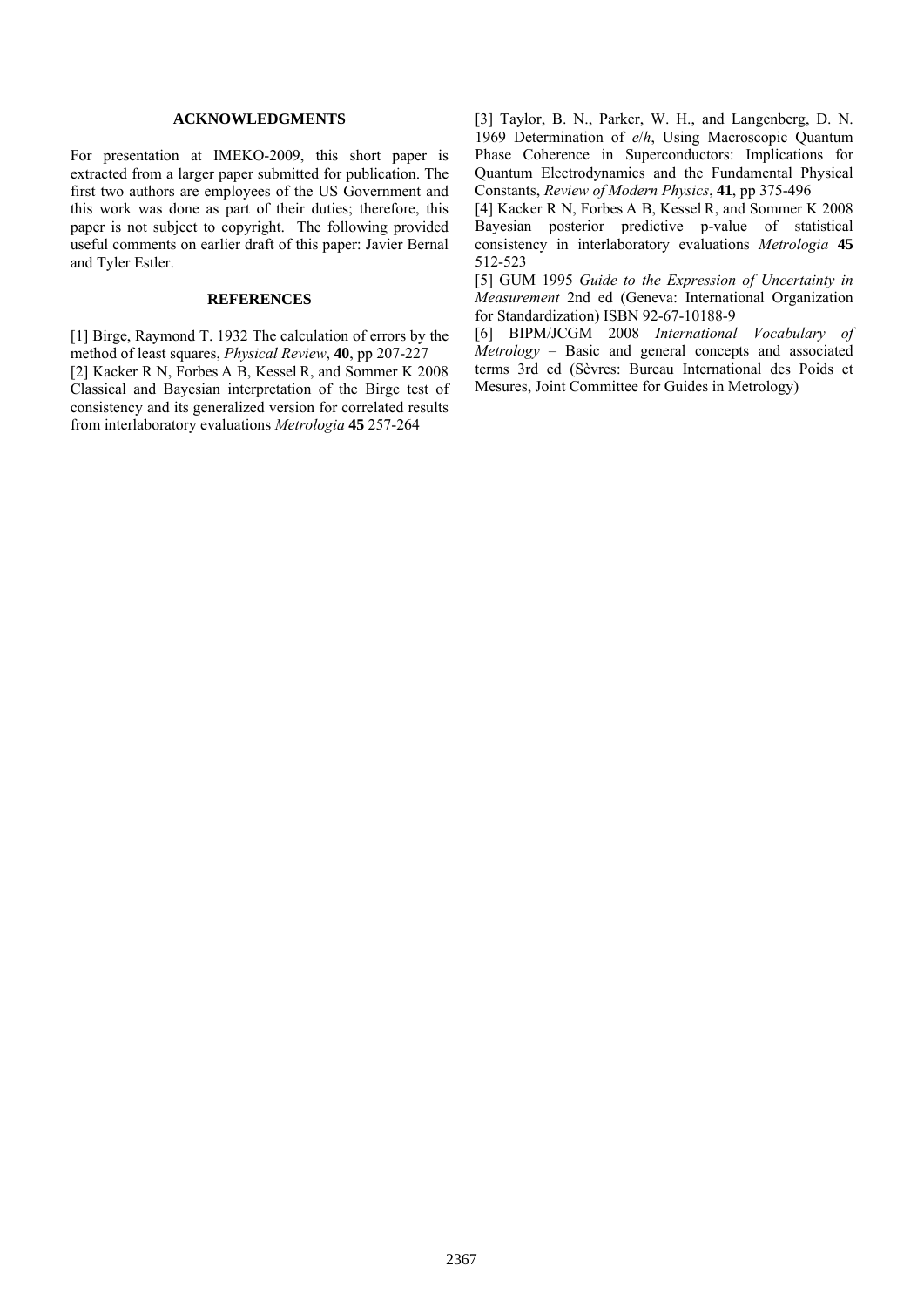## ACKNOWLEDGMENTS

For presentation at IMEKO-2009, this short paper is extracted from a larger paper submitted for publication. The first two authors are employees of the US Government and this work was done as part of their duties; therefore, this paper is not subject to copyright. The following provided useful comments on earlier draft of this paper: Javier Bernal and Tyler Estler.

## REFERENCES

[1] Birge, Raymond T. 1932 The calculation of errors by the method of least squares, *Physical Review*, **40**, pp 207-227

[2] Kacker R N, Forbes A B, Kessel R, and Sommer K 2008 Classical and Bayesian interpretation of the Birge test of consistency and its generalized version for correlated results from interlaboratory evaluations *Metrologia* **45** 257-264

[3] Taylor, B. N., Parker, W. H., and Langenberg, D. N. 1969 Determination of *e*/*h*, Using Macroscopic Quantum Phase Coherence in Superconductors: Implications for Quantum Electrodynamics and the Fundamental Physical Constants, *Review of Modern Physics*, **41**, pp 375-496

[4] Kacker R N, Forbes A B, Kessel R, and Sommer K 2008 Bayesian posterior predictive p-value of statistical consistency in interlaboratory evaluations *Metrologia* **45** 512-523

[5] GUM 1995 *Guide to the Expression of Uncertainty in Measurement* 2nd ed (Geneva: International Organization for Standardization) ISBN 92-67-10188-9

[6] BIPM/JCGM 2008 *International Vocabulary of Metrology* – Basic and general concepts and associated terms 3rd ed (Sèvres: Bureau International des Poids et Mesures, Joint Committee for Guides in Metrology)